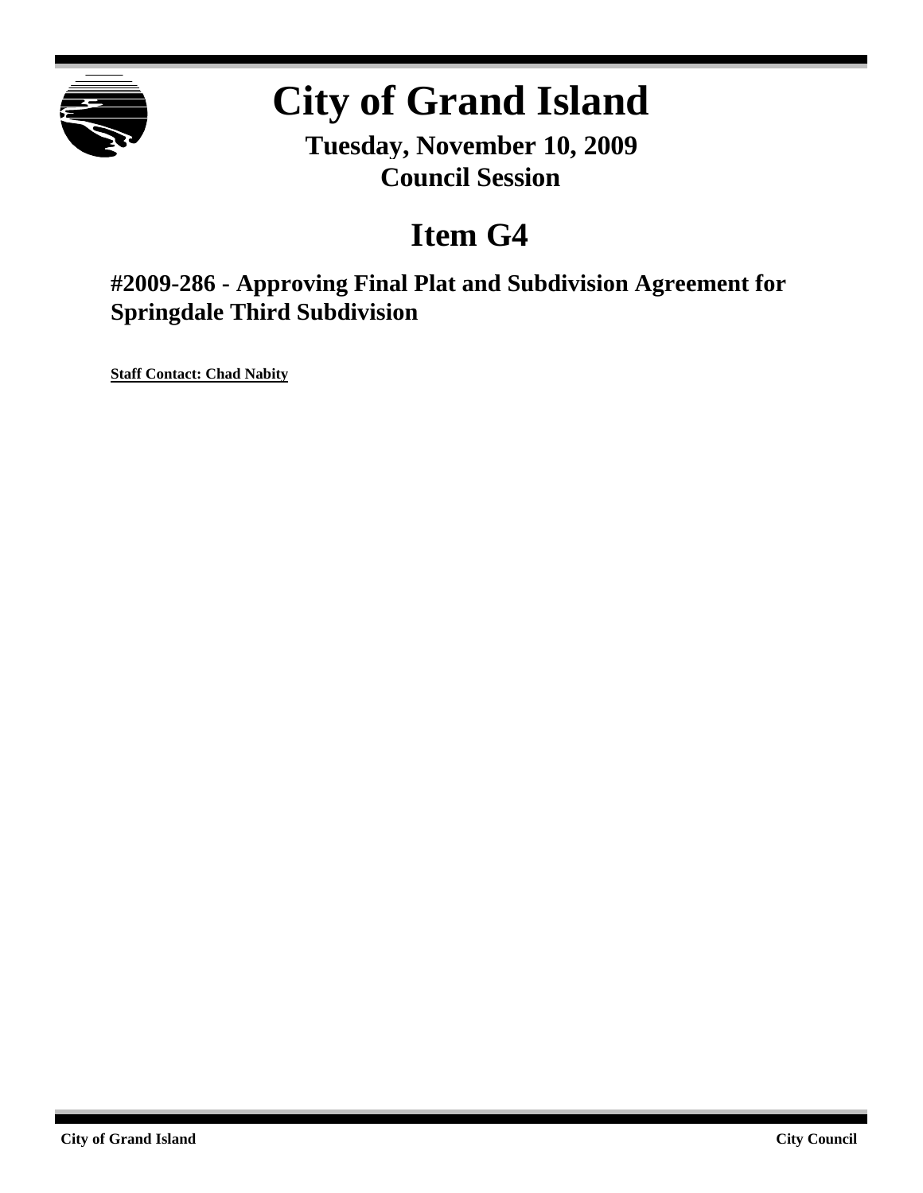# City of Grand Island

**Tuesday, November 10, 2009**
**Council Session**

## Item G4

### #2009-286 - Approving Final Plat and Subdivision Agreement for Springdale Third Subdivision

**Staff Contact: Chad Nabity**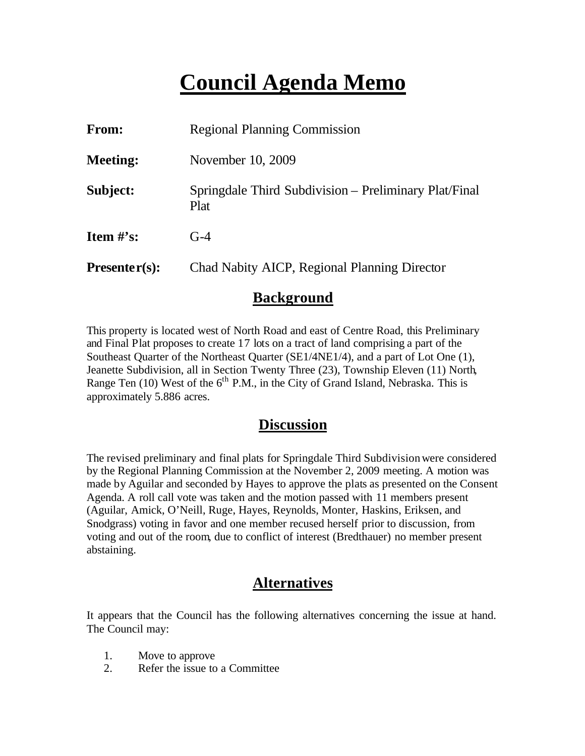# Council Agenda Memo

**From:** Regional Planning Commission

**Meeting:** November 10, 2009

**Subject:** Springdale Third Subdivision – Preliminary Plat/Final Plat

**Item #'s:** G-4

**Presenter(s):** Chad Nabity AICP, Regional Planning Director

## Background

This property is located west of North Road and east of Centre Road, this Preliminary and Final Plat proposes to create 17 lots on a tract of land comprising a part of the Southeast Quarter of the Northeast Quarter (SE1/4NE1/4), and a part of Lot One (1), Jeanette Subdivision, all in Section Twenty Three (23), Township Eleven (11) North, Range Ten (10) West of the 6th P.M., in the City of Grand Island, Nebraska. This is approximately 5.886 acres.

## Discussion

The revised preliminary and final plats for Springdale Third Subdivision were considered by the Regional Planning Commission at the November 2, 2009 meeting. A motion was made by Aguilar and seconded by Hayes to approve the plats as presented on the Consent Agenda. A roll call vote was taken and the motion passed with 11 members present (Aguilar, Amick, O'Neill, Ruge, Hayes, Reynolds, Monter, Haskins, Eriksen, and Snodgrass) voting in favor and one member recused herself prior to discussion, from voting and out of the room, due to conflict of interest (Bredthauer) no member present abstaining.

## Alternatives

It appears that the Council has the following alternatives concerning the issue at hand. The Council may:

1. Move to approve
2. Refer the issue to a Committee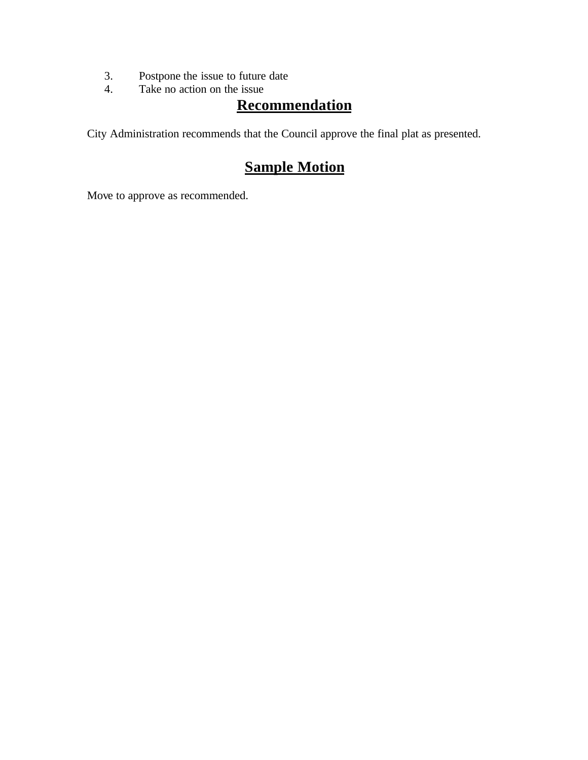3. Postpone the issue to future date
4. Take no action on the issue

## Recommendation

City Administration recommends that the Council approve the final plat as presented.

## Sample Motion

Move to approve as recommended.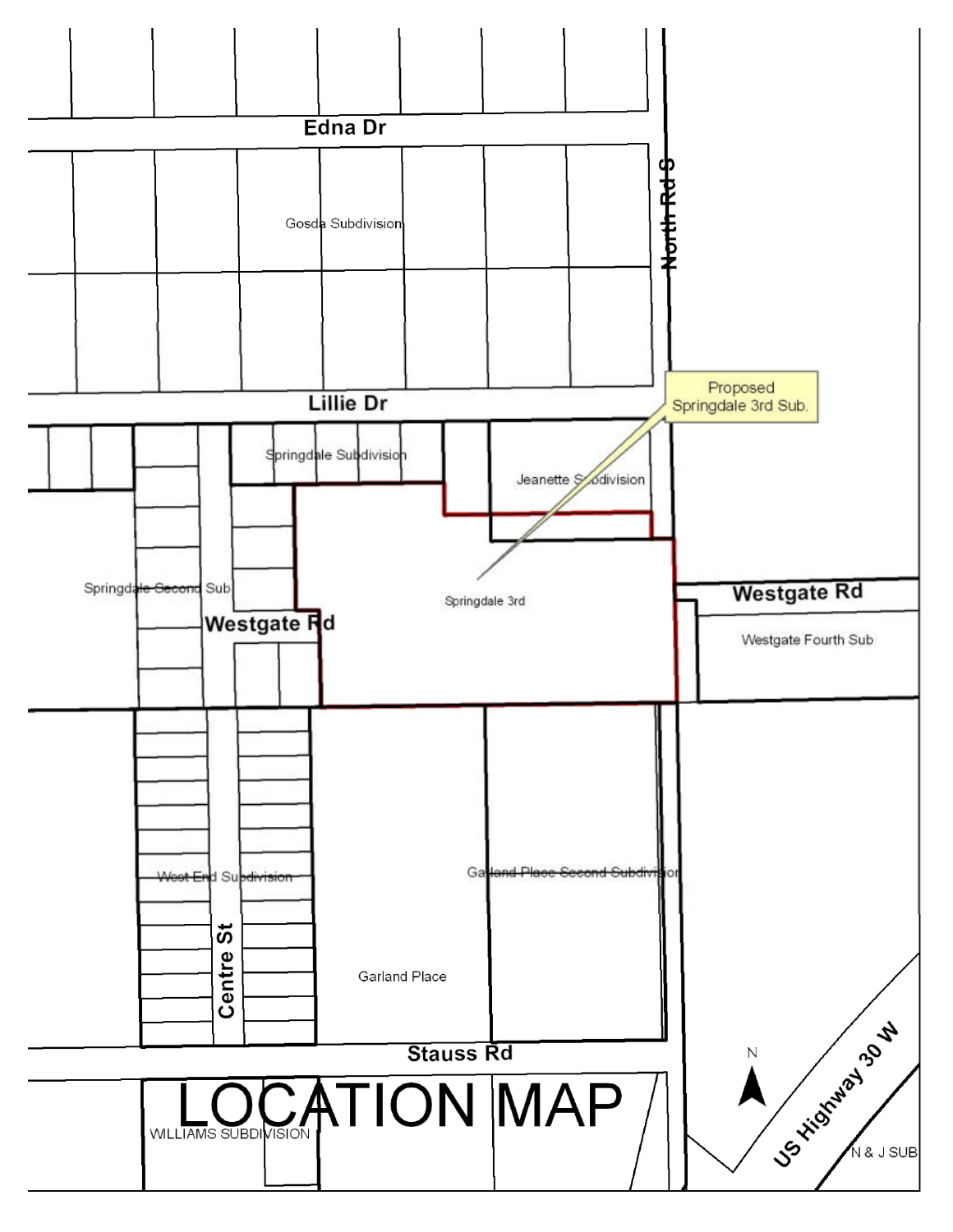# LOCATION MAP

Edna Dr

Gosda Subdivision

North Rd S

Lillie Dr

Proposed Springdale 3rd Sub.

Springdale Subdivision

Jeanette Subdivision

Springdale Second Sub

Westgate Rd

Springdale 3rd

Westgate Rd

Westgate Fourth Sub

West End Subdivision

Centre St

Garland Place Second Subdivision

Garland Place

Stauss Rd

WILLIAMS SUBDIVISION

N

US Highway 30 W

N & J SUB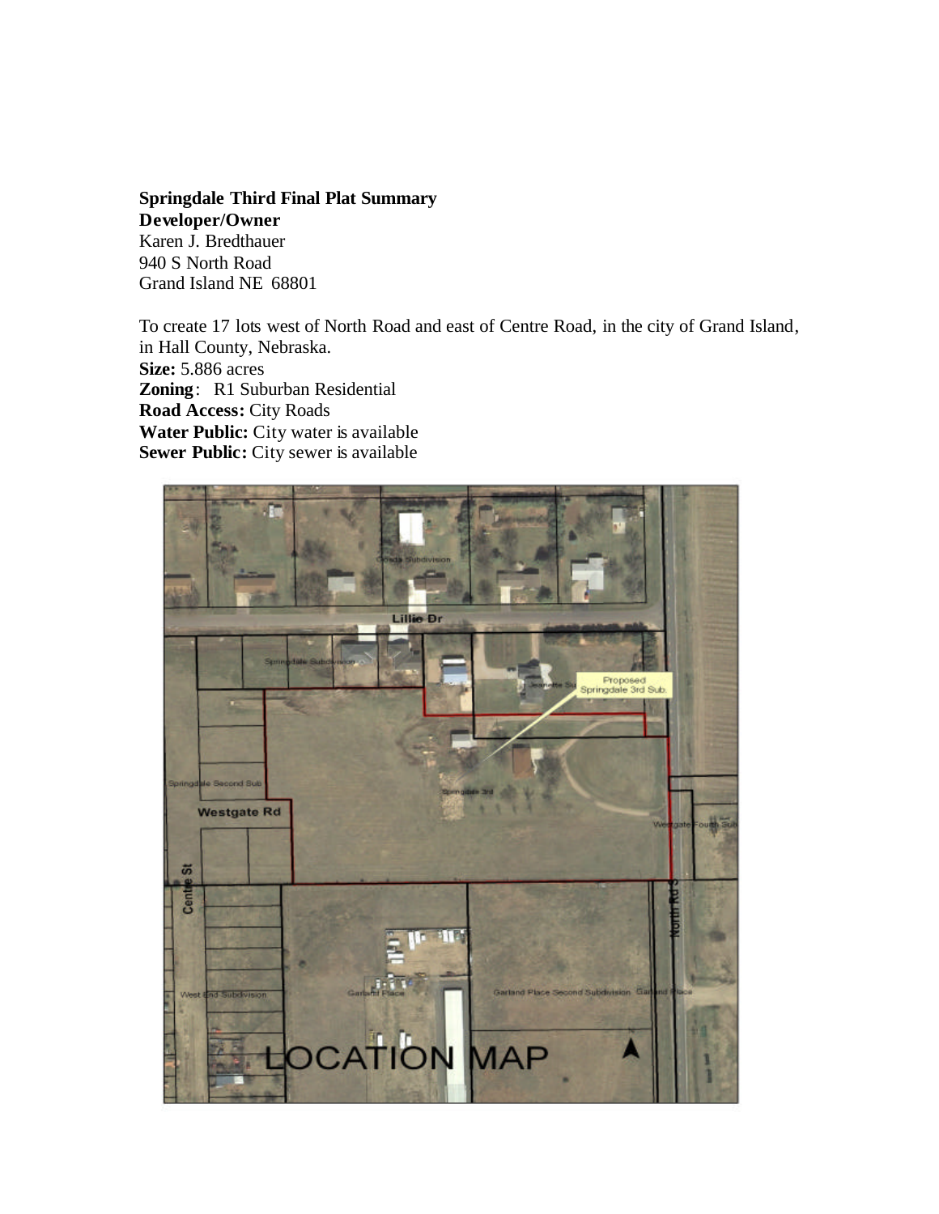**Springdale Third Final Plat Summary**

**Developer/Owner**

Karen J. Bredthauer
940 S North Road
Grand Island NE 68801

To create 17 lots west of North Road and east of Centre Road, in the city of Grand Island, in Hall County, Nebraska.

**Size:** 5.886 acres

**Zoning**: R1 Suburban Residential

**Road Access:** City Roads

**Water Public:** City water is available

**Sewer Public:** City sewer is available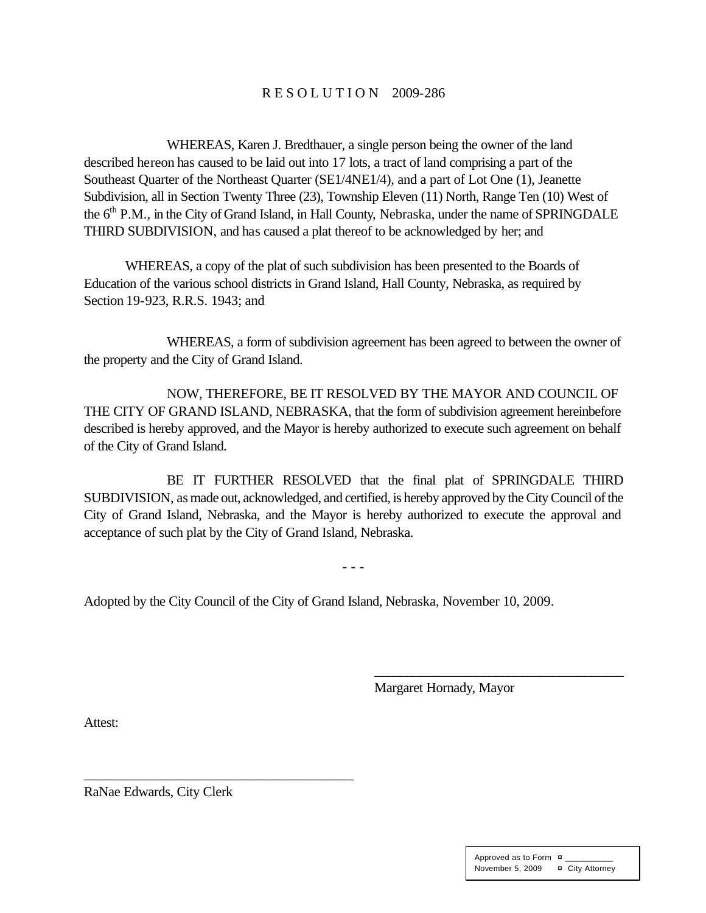# RESOLUTION 2009-286

WHEREAS, Karen J. Bredthauer, a single person being the owner of the land described hereon has caused to be laid out into 17 lots, a tract of land comprising a part of the Southeast Quarter of the Northeast Quarter (SE1/4NE1/4), and a part of Lot One (1), Jeanette Subdivision, all in Section Twenty Three (23), Township Eleven (11) North, Range Ten (10) West of the 6th P.M., in the City of Grand Island, in Hall County, Nebraska, under the name of SPRINGDALE THIRD SUBDIVISION, and has caused a plat thereof to be acknowledged by her; and

WHEREAS, a copy of the plat of such subdivision has been presented to the Boards of Education of the various school districts in Grand Island, Hall County, Nebraska, as required by Section 19-923, R.R.S. 1943; and

WHEREAS, a form of subdivision agreement has been agreed to between the owner of the property and the City of Grand Island.

NOW, THEREFORE, BE IT RESOLVED BY THE MAYOR AND COUNCIL OF THE CITY OF GRAND ISLAND, NEBRASKA, that the form of subdivision agreement hereinbefore described is hereby approved, and the Mayor is hereby authorized to execute such agreement on behalf of the City of Grand Island.

BE IT FURTHER RESOLVED that the final plat of SPRINGDALE THIRD SUBDIVISION, as made out, acknowledged, and certified, is hereby approved by the City Council of the City of Grand Island, Nebraska, and the Mayor is hereby authorized to execute the approval and acceptance of such plat by the City of Grand Island, Nebraska.

- - -

Adopted by the City Council of the City of Grand Island, Nebraska, November 10, 2009.

\_\_\_\_\_\_\_\_\_\_\_\_\_\_\_\_\_\_\_\_\_\_\_\_\_\_\_\_\_\_\_\_\_\_\_\_\_\_\_

Margaret Hornady, Mayor

Attest:

\_\_\_\_\_\_\_\_\_\_\_\_\_\_\_\_\_\_\_\_\_\_\_\_\_\_\_\_\_\_\_\_\_\_\_\_\_\_\_

RaNae Edwards, City Clerk

Approved as to Form ¤ \_\_\_\_\_\_\_\_\_\_
November 5, 2009 ¤ City Attorney